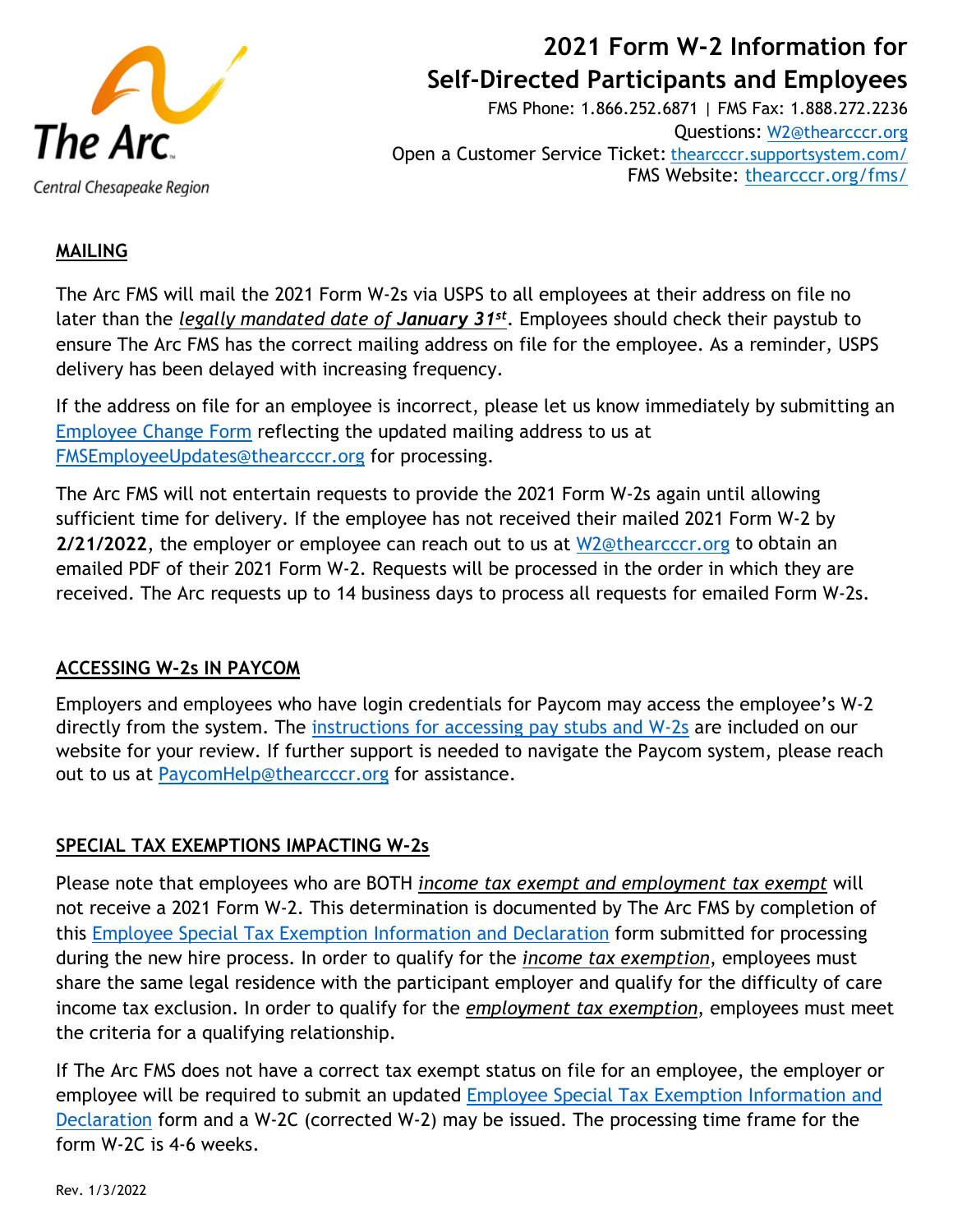# 2021 Form W-2 Information for Self-Directed Participants and Employees

FMS Phone: 1.866.252.6871 | FMS Fax: 1.888.272.2236
Questions: W2@thearcccr.org
Open a Customer Service Ticket: thearcccr.supportsystem.com/
FMS Website: thearcccr.org/fms/

## MAILING

The Arc FMS will mail the 2021 Form W-2s via USPS to all employees at their address on file no later than the *legally mandated date of **January 31st***. Employees should check their paystub to ensure The Arc FMS has the correct mailing address on file for the employee. As a reminder, USPS delivery has been delayed with increasing frequency.

If the address on file for an employee is incorrect, please let us know immediately by submitting an Employee Change Form reflecting the updated mailing address to us at FMSEmployeeUpdates@thearcccr.org for processing.

The Arc FMS will not entertain requests to provide the 2021 Form W-2s again until allowing sufficient time for delivery. If the employee has not received their mailed 2021 Form W-2 by **2/21/2022**, the employer or employee can reach out to us at W2@thearcccr.org to obtain an emailed PDF of their 2021 Form W-2. Requests will be processed in the order in which they are received. The Arc requests up to 14 business days to process all requests for emailed Form W-2s.

## ACCESSING W-2s IN PAYCOM

Employers and employees who have login credentials for Paycom may access the employee's W-2 directly from the system. The instructions for accessing pay stubs and W-2s are included on our website for your review. If further support is needed to navigate the Paycom system, please reach out to us at PaycomHelp@thearcccr.org for assistance.

## SPECIAL TAX EXEMPTIONS IMPACTING W-2s

Please note that employees who are BOTH *income tax exempt and employment tax exempt* will not receive a 2021 Form W-2. This determination is documented by The Arc FMS by completion of this Employee Special Tax Exemption Information and Declaration form submitted for processing during the new hire process. In order to qualify for the *income tax exemption*, employees must share the same legal residence with the participant employer and qualify for the difficulty of care income tax exclusion. In order to qualify for the *employment tax exemption*, employees must meet the criteria for a qualifying relationship.

If The Arc FMS does not have a correct tax exempt status on file for an employee, the employer or employee will be required to submit an updated Employee Special Tax Exemption Information and Declaration form and a W-2C (corrected W-2) may be issued. The processing time frame for the form W-2C is 4-6 weeks.

Rev. 1/3/2022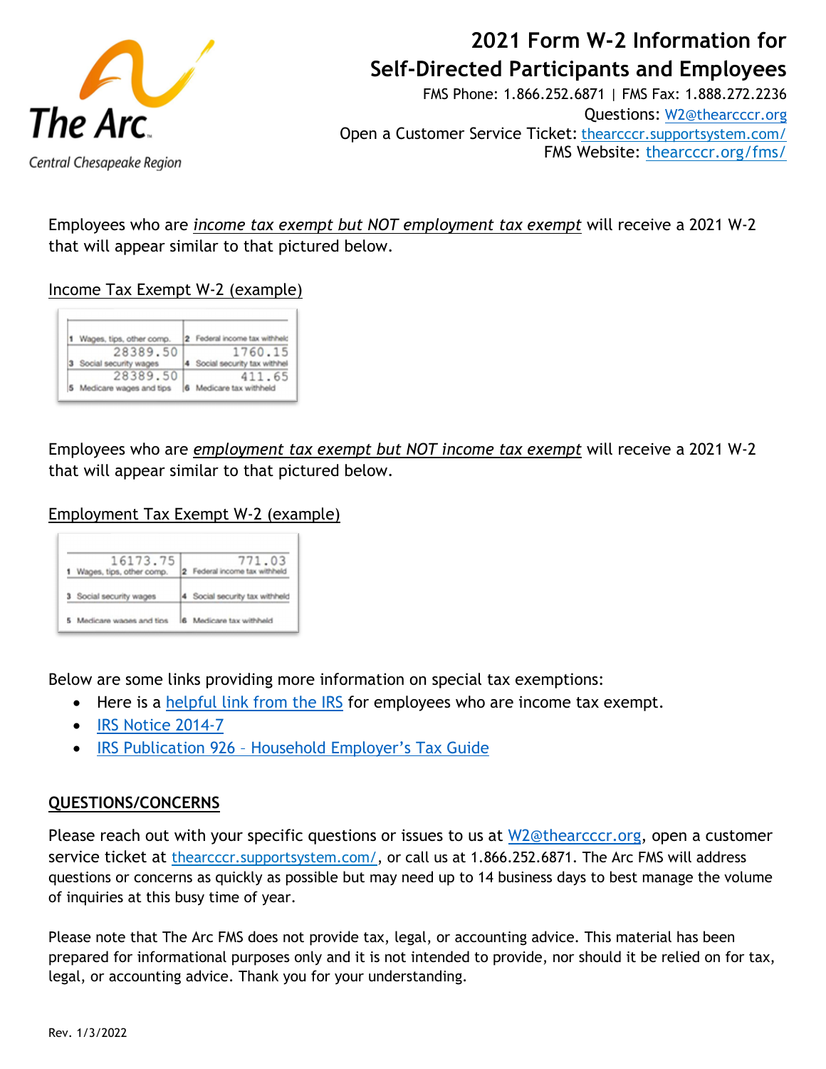# 2021 Form W-2 Information for Self-Directed Participants and Employees

The Arc
Central Chesapeake Region

FMS Phone: 1.866.252.6871 | FMS Fax: 1.888.272.2236
Questions: W2@thearcccr.org
Open a Customer Service Ticket: thearcccr.supportsystem.com/
FMS Website: thearcccr.org/fms/

Employees who are *income tax exempt but NOT employment tax exempt* will receive a 2021 W-2 that will appear similar to that pictured below.

Income Tax Exempt W-2 (example)

| | |
|---|---|
| 1 Wages, tips, other comp. 28389.50 | 2 Federal income tax withheld 1760.15 |
| 3 Social security wages 28389.50 | 4 Social security tax withheld 411.65 |
| 5 Medicare wages and tips | 6 Medicare tax withheld |

Employees who are *employment tax exempt but NOT income tax exempt* will receive a 2021 W-2 that will appear similar to that pictured below.

Employment Tax Exempt W-2 (example)

| | |
|---|---|
| 16173.75 1 Wages, tips, other comp. | 771.03 2 Federal income tax withheld |
| 3 Social security wages | 4 Social security tax withheld |
| 5 Medicare wages and tips | 6 Medicare tax withheld |

Below are some links providing more information on special tax exemptions:

- Here is a helpful link from the IRS for employees who are income tax exempt.
- IRS Notice 2014-7
- IRS Publication 926 – Household Employer's Tax Guide

## QUESTIONS/CONCERNS

Please reach out with your specific questions or issues to us at W2@thearcccr.org, open a customer service ticket at thearcccr.supportsystem.com/, or call us at 1.866.252.6871. The Arc FMS will address questions or concerns as quickly as possible but may need up to 14 business days to best manage the volume of inquiries at this busy time of year.

Please note that The Arc FMS does not provide tax, legal, or accounting advice. This material has been prepared for informational purposes only and it is not intended to provide, nor should it be relied on for tax, legal, or accounting advice. Thank you for your understanding.

Rev. 1/3/2022